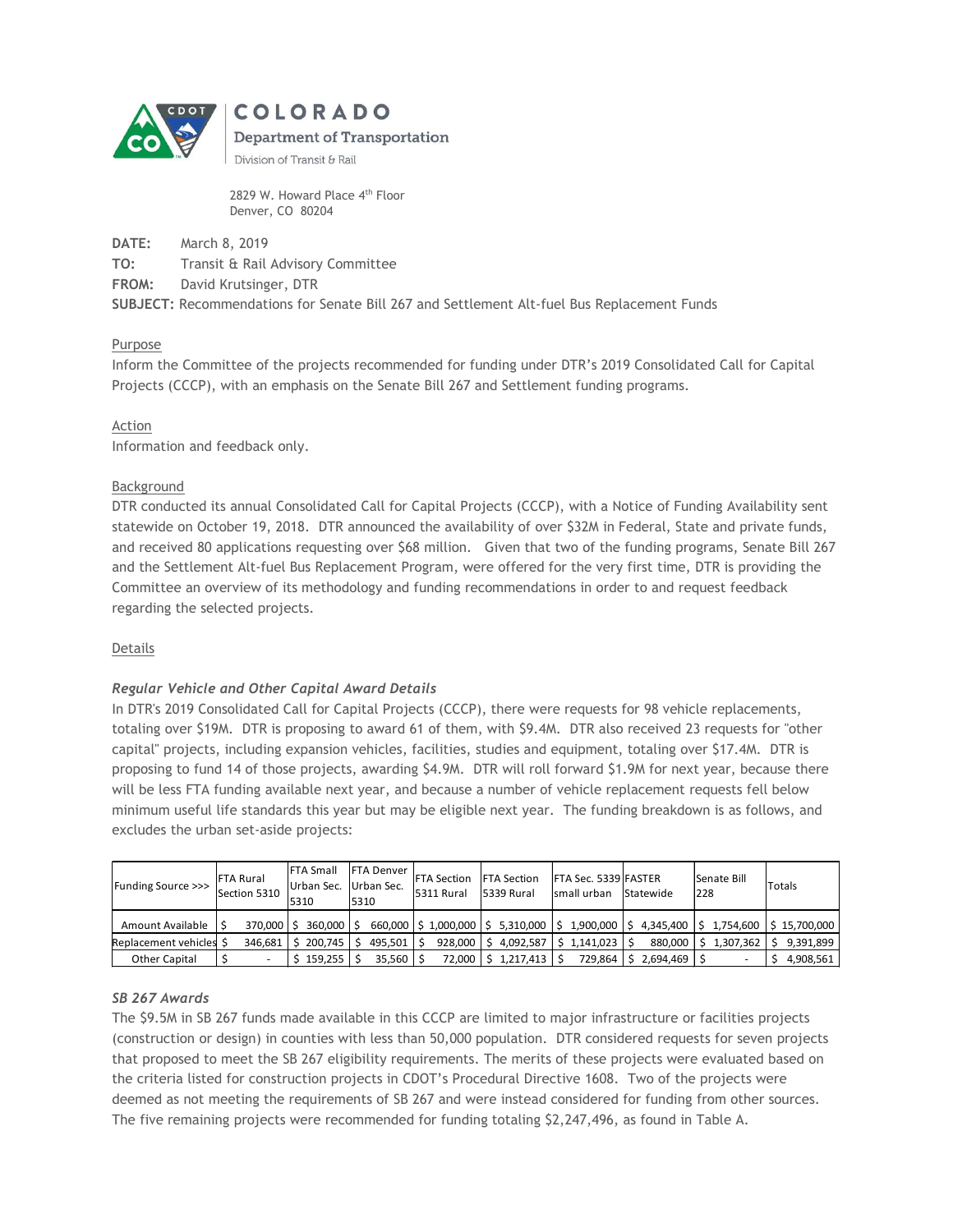**COLORADO**

**Department of Transportation**

Division of Transit & Rail

2829 W. Howard Place 4th Floor
Denver, CO 80204

**DATE:** March 8, 2019

**TO:** Transit & Rail Advisory Committee

**FROM:** David Krutsinger, DTR

**SUBJECT:** Recommendations for Senate Bill 267 and Settlement Alt-fuel Bus Replacement Funds

Purpose

Inform the Committee of the projects recommended for funding under DTR's 2019 Consolidated Call for Capital Projects (CCCP), with an emphasis on the Senate Bill 267 and Settlement funding programs.

Action

Information and feedback only.

Background

DTR conducted its annual Consolidated Call for Capital Projects (CCCP), with a Notice of Funding Availability sent statewide on October 19, 2018. DTR announced the availability of over $32M in Federal, State and private funds, and received 80 applications requesting over $68 million. Given that two of the funding programs, Senate Bill 267 and the Settlement Alt-fuel Bus Replacement Program, were offered for the very first time, DTR is providing the Committee an overview of its methodology and funding recommendations in order to and request feedback regarding the selected projects.

Details

***Regular Vehicle and Other Capital Award Details***

In DTR's 2019 Consolidated Call for Capital Projects (CCCP), there were requests for 98 vehicle replacements, totaling over $19M. DTR is proposing to award 61 of them, with $9.4M. DTR also received 23 requests for "other capital" projects, including expansion vehicles, facilities, studies and equipment, totaling over $17.4M. DTR is proposing to fund 14 of those projects, awarding $4.9M. DTR will roll forward $1.9M for next year, because there will be less FTA funding available next year, and because a number of vehicle replacement requests fell below minimum useful life standards this year but may be eligible next year. The funding breakdown is as follows, and excludes the urban set-aside projects:

| Funding Source >>> | FTA Rural Section 5310 | FTA Small Urban Sec. 5310 | FTA Denver Urban Sec. 5310 | FTA Section 5311 Rural | FTA Section 5339 Rural | FTA Sec. 5339 small urban | FASTER Statewide | Senate Bill 228 | Totals |
|---|---|---|---|---|---|---|---|---|---|
| Amount Available | $ 370,000 | $ 360,000 | $ 660,000 | $ 1,000,000 | $ 5,310,000 | $ 1,900,000 | $ 4,345,400 | $ 1,754,600 | $ 15,700,000 |
| Replacement vehicles | $ 346,681 | $ 200,745 | $ 495,501 | $ 928,000 | $ 4,092,587 | $ 1,141,023 | $ 880,000 | $ 1,307,362 | $ 9,391,899 |
| Other Capital | $ - | $ 159,255 | $ 35,560 | $ 72,000 | $ 1,217,413 | $ 729,864 | $ 2,694,469 | $ - | $ 4,908,561 |

***SB 267 Awards***

The $9.5M in SB 267 funds made available in this CCCP are limited to major infrastructure or facilities projects (construction or design) in counties with less than 50,000 population. DTR considered requests for seven projects that proposed to meet the SB 267 eligibility requirements. The merits of these projects were evaluated based on the criteria listed for construction projects in CDOT's Procedural Directive 1608. Two of the projects were deemed as not meeting the requirements of SB 267 and were instead considered for funding from other sources. The five remaining projects were recommended for funding totaling $2,247,496, as found in Table A.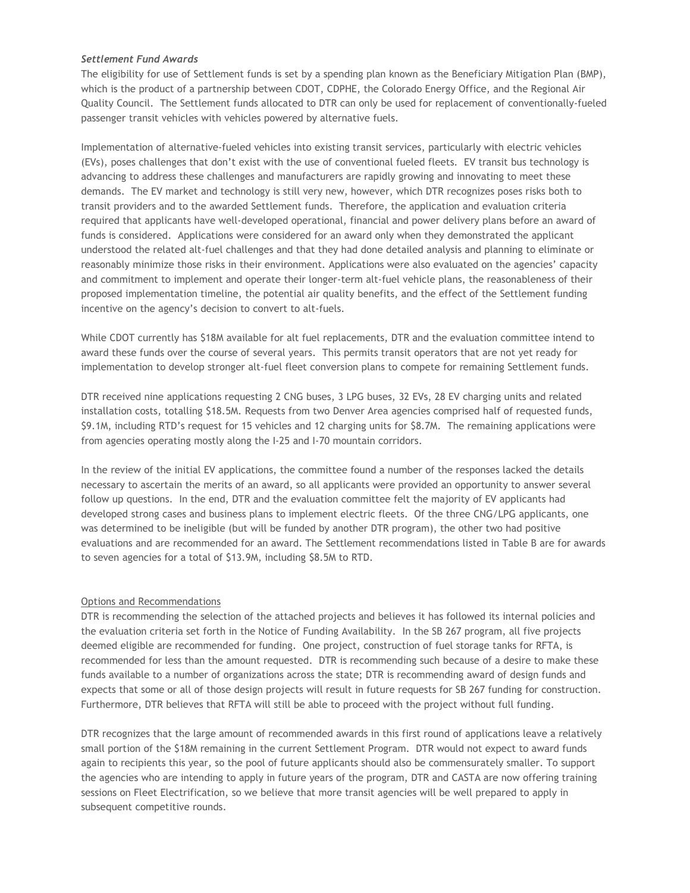### *Settlement Fund Awards*

The eligibility for use of Settlement funds is set by a spending plan known as the Beneficiary Mitigation Plan (BMP), which is the product of a partnership between CDOT, CDPHE, the Colorado Energy Office, and the Regional Air Quality Council. The Settlement funds allocated to DTR can only be used for replacement of conventionally-fueled passenger transit vehicles with vehicles powered by alternative fuels.

Implementation of alternative-fueled vehicles into existing transit services, particularly with electric vehicles (EVs), poses challenges that don't exist with the use of conventional fueled fleets. EV transit bus technology is advancing to address these challenges and manufacturers are rapidly growing and innovating to meet these demands. The EV market and technology is still very new, however, which DTR recognizes poses risks both to transit providers and to the awarded Settlement funds. Therefore, the application and evaluation criteria required that applicants have well-developed operational, financial and power delivery plans before an award of funds is considered. Applications were considered for an award only when they demonstrated the applicant understood the related alt-fuel challenges and that they had done detailed analysis and planning to eliminate or reasonably minimize those risks in their environment. Applications were also evaluated on the agencies' capacity and commitment to implement and operate their longer-term alt-fuel vehicle plans, the reasonableness of their proposed implementation timeline, the potential air quality benefits, and the effect of the Settlement funding incentive on the agency's decision to convert to alt-fuels.

While CDOT currently has $18M available for alt fuel replacements, DTR and the evaluation committee intend to award these funds over the course of several years. This permits transit operators that are not yet ready for implementation to develop stronger alt-fuel fleet conversion plans to compete for remaining Settlement funds.

DTR received nine applications requesting 2 CNG buses, 3 LPG buses, 32 EVs, 28 EV charging units and related installation costs, totalling $18.5M. Requests from two Denver Area agencies comprised half of requested funds, $9.1M, including RTD's request for 15 vehicles and 12 charging units for $8.7M. The remaining applications were from agencies operating mostly along the I-25 and I-70 mountain corridors.

In the review of the initial EV applications, the committee found a number of the responses lacked the details necessary to ascertain the merits of an award, so all applicants were provided an opportunity to answer several follow up questions. In the end, DTR and the evaluation committee felt the majority of EV applicants had developed strong cases and business plans to implement electric fleets. Of the three CNG/LPG applicants, one was determined to be ineligible (but will be funded by another DTR program), the other two had positive evaluations and are recommended for an award. The Settlement recommendations listed in Table B are for awards to seven agencies for a total of $13.9M, including $8.5M to RTD.

## Options and Recommendations

DTR is recommending the selection of the attached projects and believes it has followed its internal policies and the evaluation criteria set forth in the Notice of Funding Availability. In the SB 267 program, all five projects deemed eligible are recommended for funding. One project, construction of fuel storage tanks for RFTA, is recommended for less than the amount requested. DTR is recommending such because of a desire to make these funds available to a number of organizations across the state; DTR is recommending award of design funds and expects that some or all of those design projects will result in future requests for SB 267 funding for construction. Furthermore, DTR believes that RFTA will still be able to proceed with the project without full funding.

DTR recognizes that the large amount of recommended awards in this first round of applications leave a relatively small portion of the $18M remaining in the current Settlement Program. DTR would not expect to award funds again to recipients this year, so the pool of future applicants should also be commensurately smaller. To support the agencies who are intending to apply in future years of the program, DTR and CASTA are now offering training sessions on Fleet Electrification, so we believe that more transit agencies will be well prepared to apply in subsequent competitive rounds.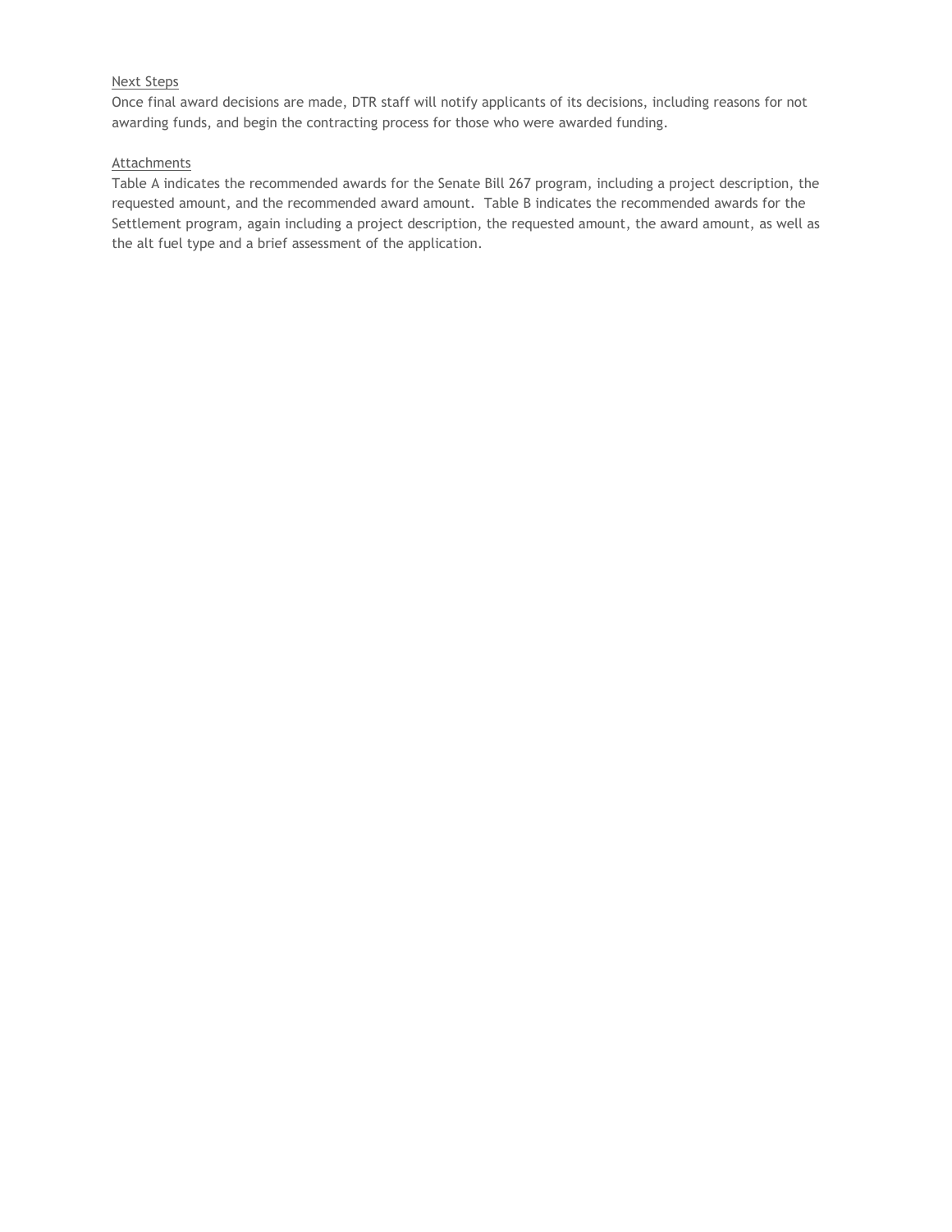<u>Next Steps</u>

Once final award decisions are made, DTR staff will notify applicants of its decisions, including reasons for not awarding funds, and begin the contracting process for those who were awarded funding.

<u>Attachments</u>

Table A indicates the recommended awards for the Senate Bill 267 program, including a project description, the requested amount, and the recommended award amount. Table B indicates the recommended awards for the Settlement program, again including a project description, the requested amount, the award amount, as well as the alt fuel type and a brief assessment of the application.